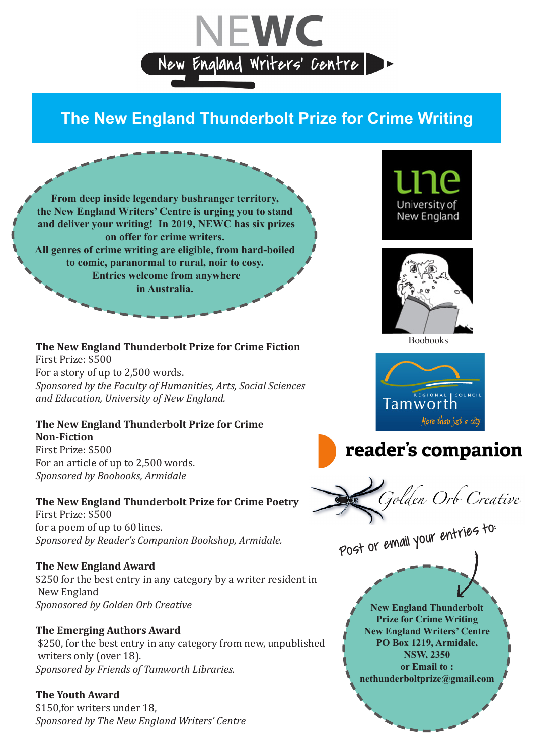# NEWC

New England Writers' Centre

## The New England Thunderbolt Prize for Crime Writing

**From deep inside legendary bushranger territory, the New England Writers' Centre is urging you to stand and deliver your writing! In 2019, NEWC has six prizes on offer for crime writers.**
**All genres of crime writing are eligible, from hard-boiled to comic, paranormal to rural, noir to cosy.**
**Entries welcome from anywhere in Australia.**

### The New England Thunderbolt Prize for Crime Fiction

First Prize: $500
For a story of up to 2,500 words.
*Sponsored by the Faculty of Humanities, Arts, Social Sciences and Education, University of New England.*

### The New England Thunderbolt Prize for Crime Non-Fiction

First Prize: $500
For an article of up to 2,500 words.
*Sponsored by Boobooks, Armidale*

### The New England Thunderbolt Prize for Crime Poetry

First Prize: $500
for a poem of up to 60 lines.
*Sponsored by Reader's Companion Bookshop, Armidale.*

### The New England Award

$250 for the best entry in any category by a writer resident in New England
*Sponosored by Golden Orb Creative*

### The Emerging Authors Award

$250, for the best entry in any category from new, unpublished writers only (over 18).
*Sponsored by Friends of Tamworth Libraries.*

### The Youth Award

$150,for writers under 18,
*Sponsored by The New England Writers' Centre*

une University of New England

Boobooks

Tamworth Regional Council — More than just a city

reader's companion

Golden Orb Creative

Post or email your entries to:

**New England Thunderbolt Prize for Crime Writing**
**New England Writers' Centre**
**PO Box 1219, Armidale, NSW, 2350**
**or Email to :**
**nethunderboltprize@gmail.com**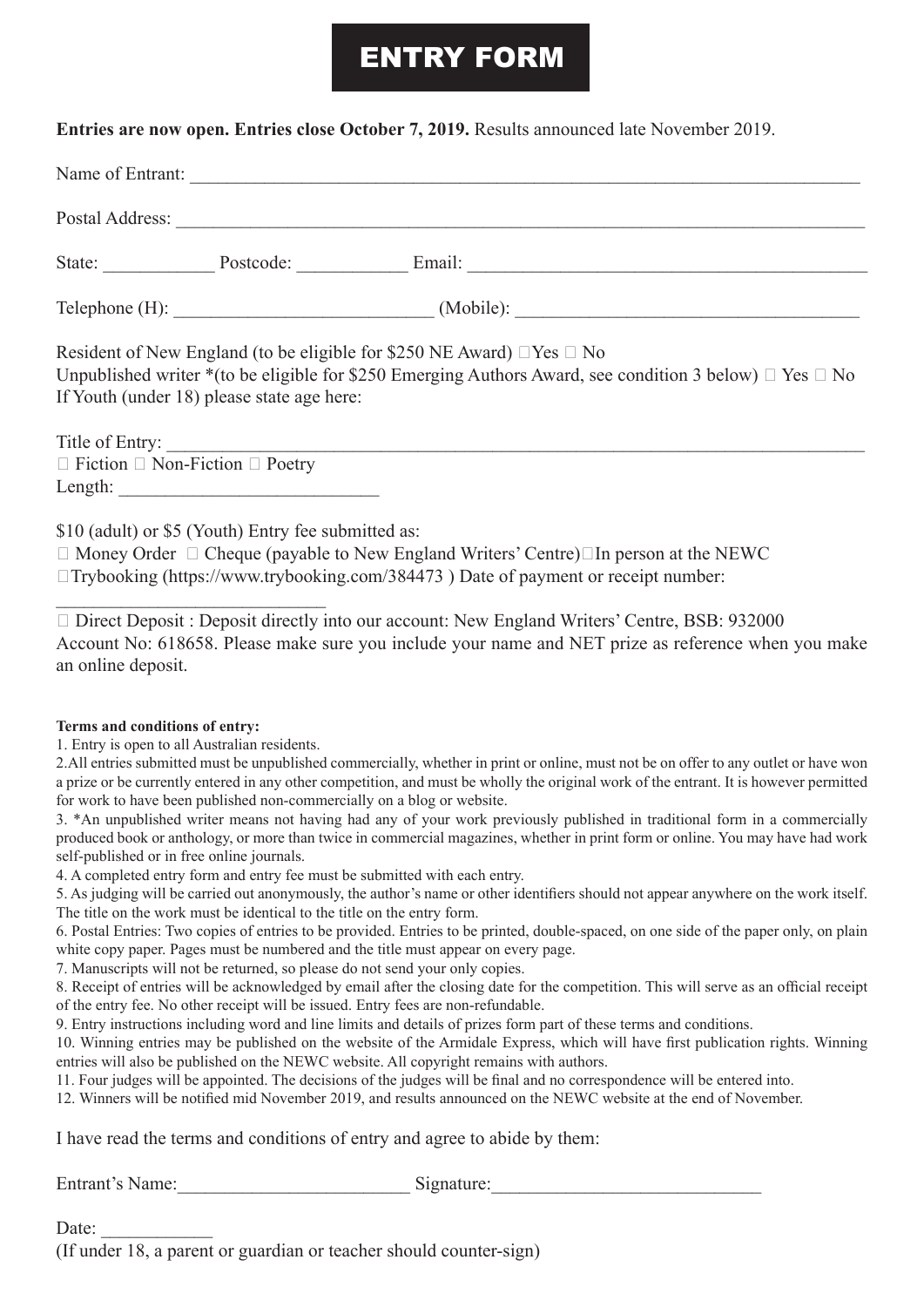# ENTRY FORM

**Entries are now open. Entries close October 7, 2019.** Results announced late November 2019.

Name of Entrant: ___________________________________________________________________

Postal Address: ____________________________________________________________________

State: ___________ Postcode: ___________ Email: _________________________________________

Telephone (H): ___________________________ (Mobile): ___________________________________

Resident of New England (to be eligible for $250 NE Award) ☐Yes ☐ No
Unpublished writer *(to be eligible for $250 Emerging Authors Award, see condition 3 below) ☐ Yes ☐ No
If Youth (under 18) please state age here:

Title of Entry: _____________________________________________________________________
☐ Fiction ☐ Non-Fiction ☐ Poetry
Length: ____________________________

$10 (adult) or $5 (Youth) Entry fee submitted as:
☐ Money Order ☐ Cheque (payable to New England Writers' Centre)☐In person at the NEWC
☐Trybooking (https://www.trybooking.com/384473 ) Date of payment or receipt number:
____________________________
☐ Direct Deposit : Deposit directly into our account: New England Writers' Centre, BSB: 932000
Account No: 618658. Please make sure you include your name and NET prize as reference when you make an online deposit.

**Terms and conditions of entry:**

1. Entry is open to all Australian residents.
2. All entries submitted must be unpublished commercially, whether in print or online, must not be on offer to any outlet or have won a prize or be currently entered in any other competition, and must be wholly the original work of the entrant. It is however permitted for work to have been published non-commercially on a blog or website.
3. *An unpublished writer means not having had any of your work previously published in traditional form in a commercially produced book or anthology, or more than twice in commercial magazines, whether in print form or online. You may have had work self-published or in free online journals.
4. A completed entry form and entry fee must be submitted with each entry.
5. As judging will be carried out anonymously, the author's name or other identifiers should not appear anywhere on the work itself. The title on the work must be identical to the title on the entry form.
6. Postal Entries: Two copies of entries to be provided. Entries to be printed, double-spaced, on one side of the paper only, on plain white copy paper. Pages must be numbered and the title must appear on every page.
7. Manuscripts will not be returned, so please do not send your only copies.
8. Receipt of entries will be acknowledged by email after the closing date for the competition. This will serve as an official receipt of the entry fee. No other receipt will be issued. Entry fees are non-refundable.
9. Entry instructions including word and line limits and details of prizes form part of these terms and conditions.
10. Winning entries may be published on the website of the Armidale Express, which will have first publication rights. Winning entries will also be published on the NEWC website. All copyright remains with authors.
11. Four judges will be appointed. The decisions of the judges will be final and no correspondence will be entered into.
12. Winners will be notified mid November 2019, and results announced on the NEWC website at the end of November.

I have read the terms and conditions of entry and agree to abide by them:

Entrant's Name:________________________ Signature:____________________________

Date: ___________
(If under 18, a parent or guardian or teacher should counter-sign)